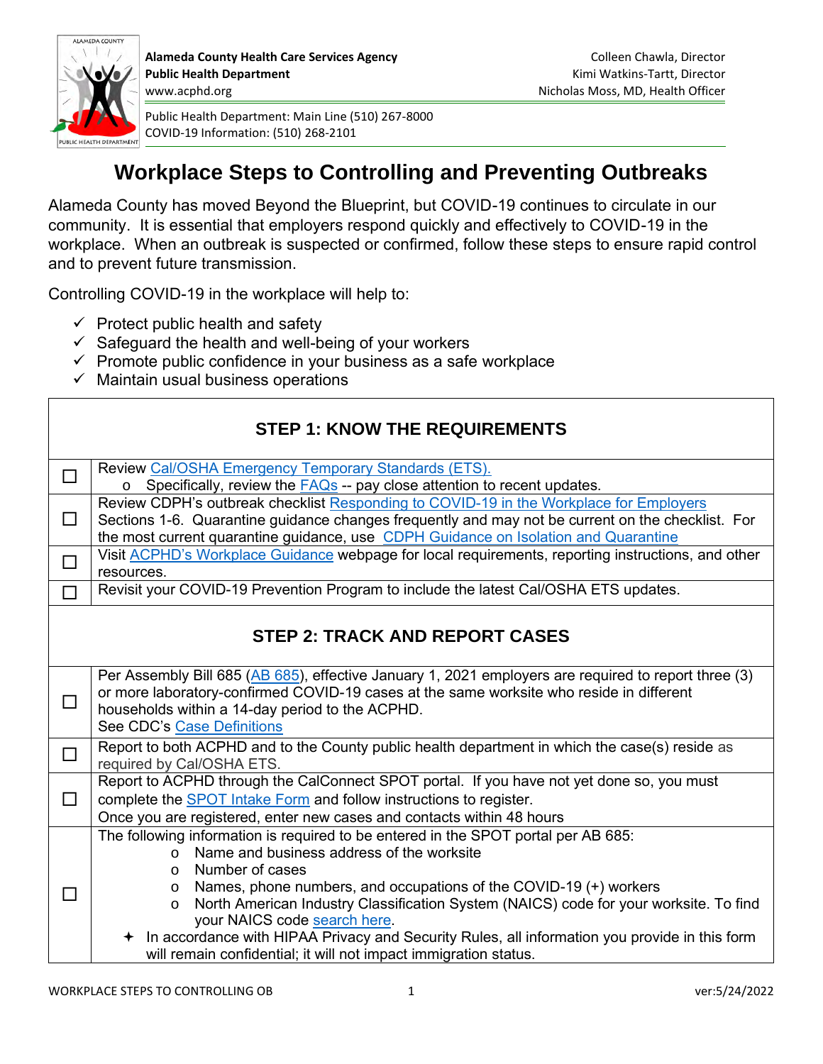**Alameda County Health Care Services Agency**
**Public Health Department**
www.acphd.org

Colleen Chawla, Director
Kimi Watkins-Tartt, Director
Nicholas Moss, MD, Health Officer

Public Health Department: Main Line (510) 267-8000
COVID-19 Information: (510) 268-2101

# Workplace Steps to Controlling and Preventing Outbreaks

Alameda County has moved Beyond the Blueprint, but COVID-19 continues to circulate in our community. It is essential that employers respond quickly and effectively to COVID-19 in the workplace. When an outbreak is suspected or confirmed, follow these steps to ensure rapid control and to prevent future transmission.

Controlling COVID-19 in the workplace will help to:

- ✓ Protect public health and safety
- ✓ Safeguard the health and well-being of your workers
- ✓ Promote public confidence in your business as a safe workplace
- ✓ Maintain usual business operations

## STEP 1: KNOW THE REQUIREMENTS

| | |
|---|---|
| ☐ | Review Cal/OSHA Emergency Temporary Standards (ETS).<br>o Specifically, review the FAQs -- pay close attention to recent updates. |
| ☐ | Review CDPH's outbreak checklist Responding to COVID-19 in the Workplace for Employers Sections 1-6. Quarantine guidance changes frequently and may not be current on the checklist. For the most current quarantine guidance, use CDPH Guidance on Isolation and Quarantine |
| ☐ | Visit ACPHD's Workplace Guidance webpage for local requirements, reporting instructions, and other resources. |
| ☐ | Revisit your COVID-19 Prevention Program to include the latest Cal/OSHA ETS updates. |

## STEP 2: TRACK AND REPORT CASES

| | |
|---|---|
| ☐ | Per Assembly Bill 685 (AB 685), effective January 1, 2021 employers are required to report three (3) or more laboratory-confirmed COVID-19 cases at the same worksite who reside in different households within a 14-day period to the ACPHD.<br>See CDC's Case Definitions |
| ☐ | Report to both ACPHD and to the County public health department in which the case(s) reside as required by Cal/OSHA ETS. |
| ☐ | Report to ACPHD through the CalConnect SPOT portal. If you have not yet done so, you must complete the SPOT Intake Form and follow instructions to register.<br>Once you are registered, enter new cases and contacts within 48 hours |
| ☐ | The following information is required to be entered in the SPOT portal per AB 685:<br>o Name and business address of the worksite<br>o Number of cases<br>o Names, phone numbers, and occupations of the COVID-19 (+) workers<br>o North American Industry Classification System (NAICS) code for your worksite. To find your NAICS code search here.<br>✦ In accordance with HIPAA Privacy and Security Rules, all information you provide in this form will remain confidential; it will not impact immigration status. |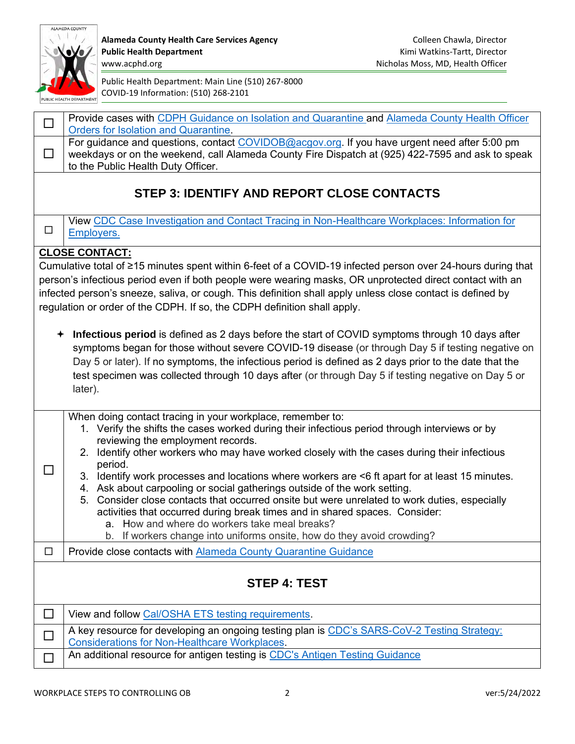| | |
|---|---|
| ☐ | Provide cases with CDPH Guidance on Isolation and Quarantine and Alameda County Health Officer Orders for Isolation and Quarantine. |
| ☐ | For guidance and questions, contact COVIDOB@acgov.org. If you have urgent need after 5:00 pm weekdays or on the weekend, call Alameda County Fire Dispatch at (925) 422-7595 and ask to speak to the Public Health Duty Officer. |

## STEP 3: IDENTIFY AND REPORT CLOSE CONTACTS

| | |
|---|---|
| ☐ | View CDC Case Investigation and Contact Tracing in Non-Healthcare Workplaces: Information for Employers. |

**CLOSE CONTACT:**

Cumulative total of ≥15 minutes spent within 6-feet of a COVID-19 infected person over 24-hours during that person's infectious period even if both people were wearing masks, OR unprotected direct contact with an infected person's sneeze, saliva, or cough. This definition shall apply unless close contact is defined by regulation or order of the CDPH. If so, the CDPH definition shall apply.

- **Infectious period** is defined as 2 days before the start of COVID symptoms through 10 days after symptoms began for those without severe COVID-19 disease (or through Day 5 if testing negative on Day 5 or later). If no symptoms, the infectious period is defined as 2 days prior to the date that the test specimen was collected through 10 days after (or through Day 5 if testing negative on Day 5 or later).

☐ When doing contact tracing in your workplace, remember to:

1. Verify the shifts the cases worked during their infectious period through interviews or by reviewing the employment records.
2. Identify other workers who may have worked closely with the cases during their infectious period.
3. Identify work processes and locations where workers are <6 ft apart for at least 15 minutes.
4. Ask about carpooling or social gatherings outside of the work setting.
5. Consider close contacts that occurred onsite but were unrelated to work duties, especially activities that occurred during break times and in shared spaces. Consider:
   a. How and where do workers take meal breaks?
   b. If workers change into uniforms onsite, how do they avoid crowding?

☐ Provide close contacts with Alameda County Quarantine Guidance

## STEP 4: TEST

| | |
|---|---|
| ☐ | View and follow Cal/OSHA ETS testing requirements. |
| ☐ | A key resource for developing an ongoing testing plan is CDC's SARS-CoV-2 Testing Strategy: Considerations for Non-Healthcare Workplaces. |
| ☐ | An additional resource for antigen testing is CDC's Antigen Testing Guidance |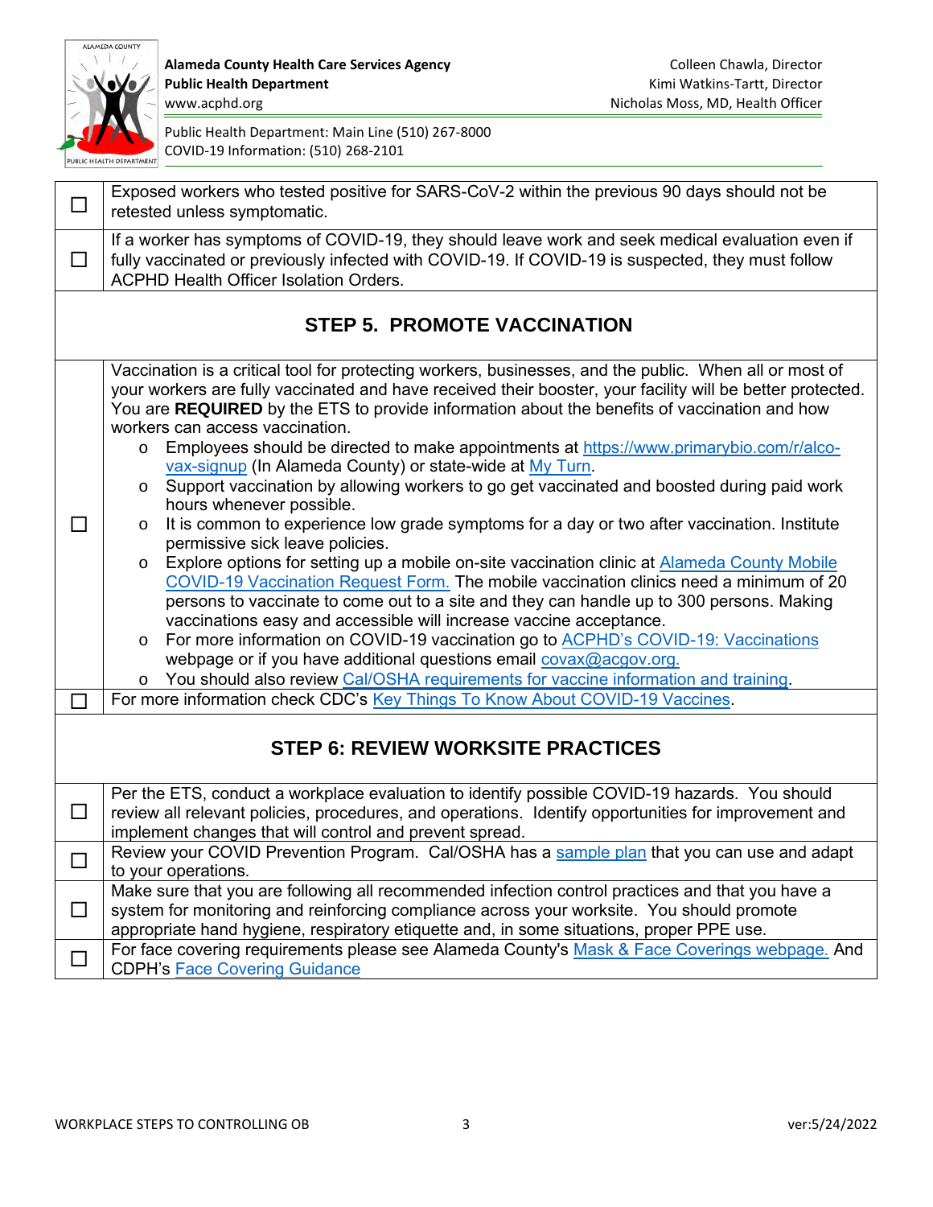| | |
|---|---|
| ☐ | Exposed workers who tested positive for SARS-CoV-2 within the previous 90 days should not be retested unless symptomatic. |
| ☐ | If a worker has symptoms of COVID-19, they should leave work and seek medical evaluation even if fully vaccinated or previously infected with COVID-19. If COVID-19 is suspected, they must follow ACPHD Health Officer Isolation Orders. |

## STEP 5. PROMOTE VACCINATION

| | |
|---|---|
| ☐ | Vaccination is a critical tool for protecting workers, businesses, and the public. When all or most of your workers are fully vaccinated and have received their booster, your facility will be better protected. You are **REQUIRED** by the ETS to provide information about the benefits of vaccination and how workers can access vaccination.<br>o Employees should be directed to make appointments at https://www.primarybio.com/r/alco-vax-signup (In Alameda County) or state-wide at My Turn.<br>o Support vaccination by allowing workers to go get vaccinated and boosted during paid work hours whenever possible.<br>o It is common to experience low grade symptoms for a day or two after vaccination. Institute permissive sick leave policies.<br>o Explore options for setting up a mobile on-site vaccination clinic at Alameda County Mobile COVID-19 Vaccination Request Form. The mobile vaccination clinics need a minimum of 20 persons to vaccinate to come out to a site and they can handle up to 300 persons. Making vaccinations easy and accessible will increase vaccine acceptance.<br>o For more information on COVID-19 vaccination go to ACPHD's COVID-19: Vaccinations webpage or if you have additional questions email covax@acgov.org.<br>o You should also review Cal/OSHA requirements for vaccine information and training. |
| ☐ | For more information check CDC's Key Things To Know About COVID-19 Vaccines. |

## STEP 6: REVIEW WORKSITE PRACTICES

| | |
|---|---|
| ☐ | Per the ETS, conduct a workplace evaluation to identify possible COVID-19 hazards. You should review all relevant policies, procedures, and operations. Identify opportunities for improvement and implement changes that will control and prevent spread. |
| ☐ | Review your COVID Prevention Program. Cal/OSHA has a sample plan that you can use and adapt to your operations. |
| ☐ | Make sure that you are following all recommended infection control practices and that you have a system for monitoring and reinforcing compliance across your worksite. You should promote appropriate hand hygiene, respiratory etiquette and, in some situations, proper PPE use. |
| ☐ | For face covering requirements please see Alameda County's Mask & Face Coverings webpage. And CDPH's Face Covering Guidance |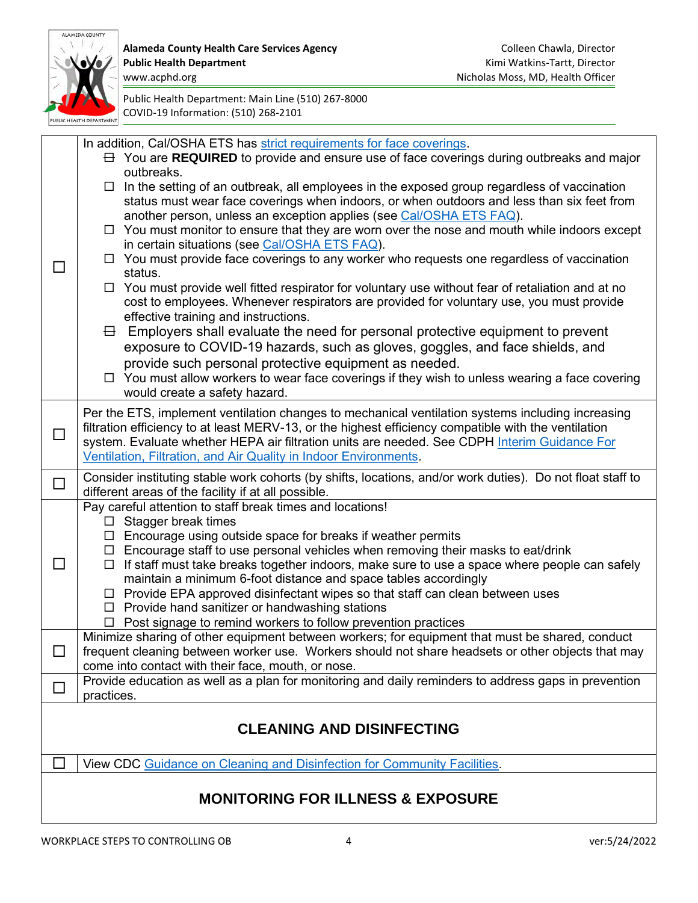| | |
|---|---|
| ☐ | In addition, Cal/OSHA ETS has strict requirements for face coverings.<br>☐ You are **REQUIRED** to provide and ensure use of face coverings during outbreaks and major outbreaks.<br>☐ In the setting of an outbreak, all employees in the exposed group regardless of vaccination status must wear face coverings when indoors, or when outdoors and less than six feet from another person, unless an exception applies (see Cal/OSHA ETS FAQ).<br>☐ You must monitor to ensure that they are worn over the nose and mouth while indoors except in certain situations (see Cal/OSHA ETS FAQ).<br>☐ You must provide face coverings to any worker who requests one regardless of vaccination status.<br>☐ You must provide well fitted respirator for voluntary use without fear of retaliation and at no cost to employees. Whenever respirators are provided for voluntary use, you must provide effective training and instructions.<br>☐ Employers shall evaluate the need for personal protective equipment to prevent exposure to COVID-19 hazards, such as gloves, goggles, and face shields, and provide such personal protective equipment as needed.<br>☐ You must allow workers to wear face coverings if they wish to unless wearing a face covering would create a safety hazard. |
| ☐ | Per the ETS, implement ventilation changes to mechanical ventilation systems including increasing filtration efficiency to at least MERV-13, or the highest efficiency compatible with the ventilation system. Evaluate whether HEPA air filtration units are needed. See CDPH Interim Guidance For Ventilation, Filtration, and Air Quality in Indoor Environments. |
| ☐ | Consider instituting stable work cohorts (by shifts, locations, and/or work duties). Do not float staff to different areas of the facility if at all possible. |
| ☐ | Pay careful attention to staff break times and locations!<br>☐ Stagger break times<br>☐ Encourage using outside space for breaks if weather permits<br>☐ Encourage staff to use personal vehicles when removing their masks to eat/drink<br>☐ If staff must take breaks together indoors, make sure to use a space where people can safely maintain a minimum 6-foot distance and space tables accordingly<br>☐ Provide EPA approved disinfectant wipes so that staff can clean between uses<br>☐ Provide hand sanitizer or handwashing stations<br>☐ Post signage to remind workers to follow prevention practices |
| ☐ | Minimize sharing of other equipment between workers; for equipment that must be shared, conduct frequent cleaning between worker use. Workers should not share headsets or other objects that may come into contact with their face, mouth, or nose. |
| ☐ | Provide education as well as a plan for monitoring and daily reminders to address gaps in prevention practices. |

## CLEANING AND DISINFECTING

| | |
|---|---|
| ☐ | View CDC Guidance on Cleaning and Disinfection for Community Facilities. |

## MONITORING FOR ILLNESS & EXPOSURE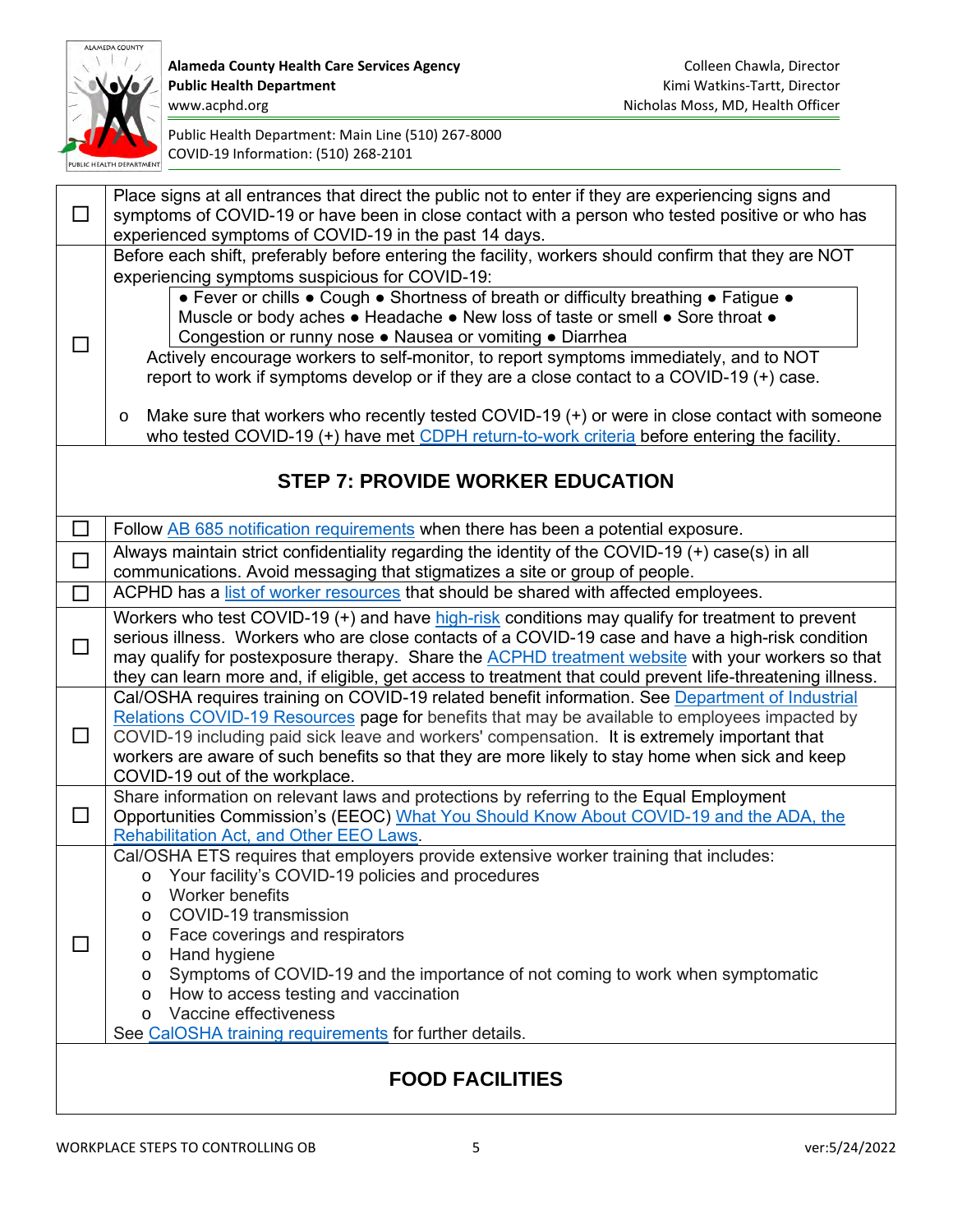| | |
|---|---|
| ☐ | Place signs at all entrances that direct the public not to enter if they are experiencing signs and symptoms of COVID-19 or have been in close contact with a person who tested positive or who has experienced symptoms of COVID-19 in the past 14 days. |
| ☐ | Before each shift, preferably before entering the facility, workers should confirm that they are NOT experiencing symptoms suspicious for COVID-19: <br> ● Fever or chills ● Cough ● Shortness of breath or difficulty breathing ● Fatigue ● Muscle or body aches ● Headache ● New loss of taste or smell ● Sore throat ● Congestion or runny nose ● Nausea or vomiting ● Diarrhea <br> Actively encourage workers to self-monitor, to report symptoms immediately, and to NOT report to work if symptoms develop or if they are a close contact to a COVID-19 (+) case. <br> o Make sure that workers who recently tested COVID-19 (+) or were in close contact with someone who tested COVID-19 (+) have met CDPH return-to-work criteria before entering the facility. |

## STEP 7: PROVIDE WORKER EDUCATION

| | |
|---|---|
| ☐ | Follow AB 685 notification requirements when there has been a potential exposure. |
| ☐ | Always maintain strict confidentiality regarding the identity of the COVID-19 (+) case(s) in all communications. Avoid messaging that stigmatizes a site or group of people. |
| ☐ | ACPHD has a list of worker resources that should be shared with affected employees. |
| ☐ | Workers who test COVID-19 (+) and have high-risk conditions may qualify for treatment to prevent serious illness. Workers who are close contacts of a COVID-19 case and have a high-risk condition may qualify for postexposure therapy. Share the ACPHD treatment website with your workers so that they can learn more and, if eligible, get access to treatment that could prevent life-threatening illness. |
| ☐ | Cal/OSHA requires training on COVID-19 related benefit information. See Department of Industrial Relations COVID-19 Resources page for benefits that may be available to employees impacted by COVID-19 including paid sick leave and workers' compensation. It is extremely important that workers are aware of such benefits so that they are more likely to stay home when sick and keep COVID-19 out of the workplace. |
| ☐ | Share information on relevant laws and protections by referring to the Equal Employment Opportunities Commission's (EEOC) What You Should Know About COVID-19 and the ADA, the Rehabilitation Act, and Other EEO Laws. |
| ☐ | Cal/OSHA ETS requires that employers provide extensive worker training that includes: <br> o Your facility's COVID-19 policies and procedures <br> o Worker benefits <br> o COVID-19 transmission <br> o Face coverings and respirators <br> o Hand hygiene <br> o Symptoms of COVID-19 and the importance of not coming to work when symptomatic <br> o How to access testing and vaccination <br> o Vaccine effectiveness <br> See CalOSHA training requirements for further details. |

## FOOD FACILITIES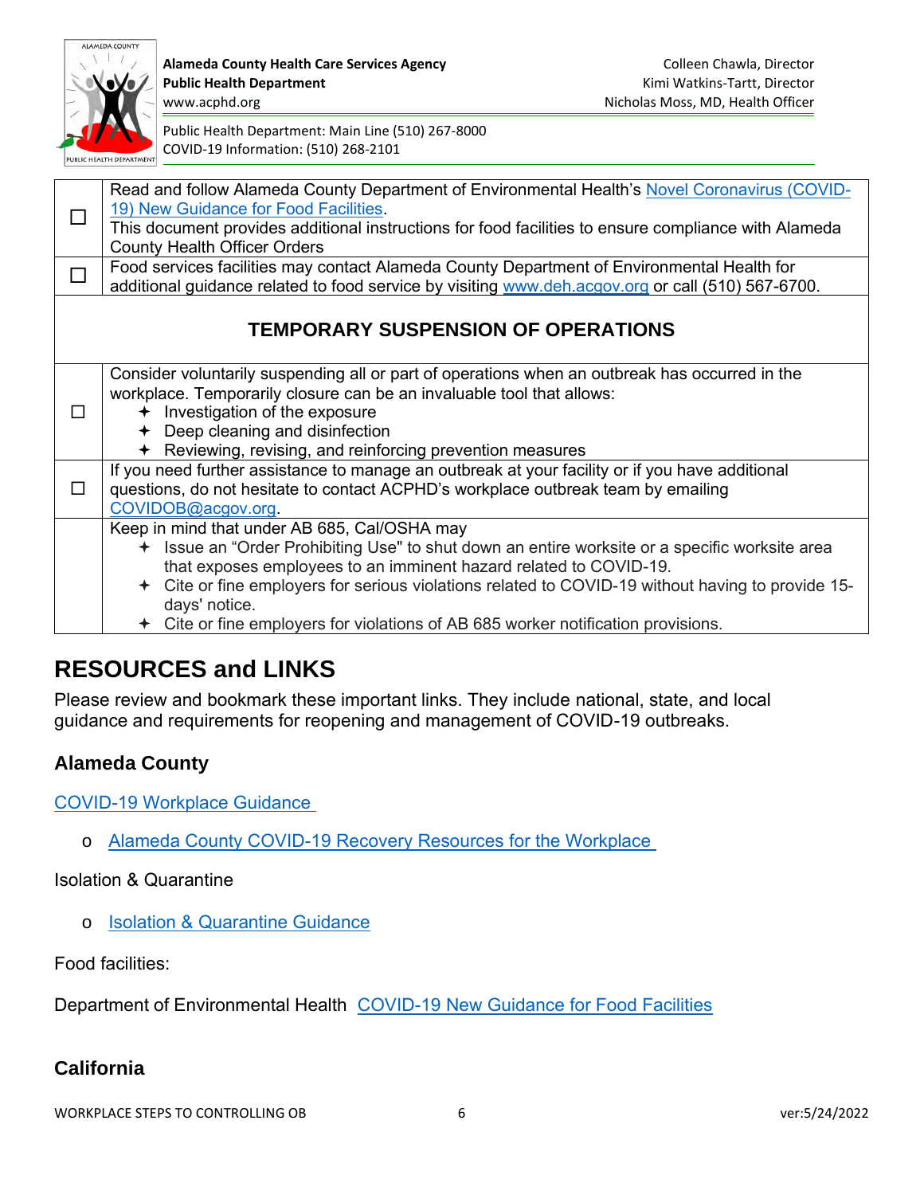| | |
|---|---|
| ☐ | Read and follow Alameda County Department of Environmental Health's [Novel Coronavirus (COVID-19) New Guidance for Food Facilities](). This document provides additional instructions for food facilities to ensure compliance with Alameda County Health Officer Orders |
| ☐ | Food services facilities may contact Alameda County Department of Environmental Health for additional guidance related to food service by visiting [www.deh.acgov.org]() or call (510) 567-6700. |
| **TEMPORARY SUSPENSION OF OPERATIONS** | |
| ☐ | Consider voluntarily suspending all or part of operations when an outbreak has occurred in the workplace. Temporarily closure can be an invaluable tool that allows: <br>✦ Investigation of the exposure <br>✦ Deep cleaning and disinfection <br>✦ Reviewing, revising, and reinforcing prevention measures |
| ☐ | If you need further assistance to manage an outbreak at your facility or if you have additional questions, do not hesitate to contact ACPHD's workplace outbreak team by emailing [COVIDOB@acgov.org](). |
| | Keep in mind that under AB 685, Cal/OSHA may <br>✦ Issue an "Order Prohibiting Use" to shut down an entire worksite or a specific worksite area that exposes employees to an imminent hazard related to COVID-19. <br>✦ Cite or fine employers for serious violations related to COVID-19 without having to provide 15-days' notice. <br>✦ Cite or fine employers for violations of AB 685 worker notification provisions. |

# RESOURCES and LINKS

Please review and bookmark these important links. They include national, state, and local guidance and requirements for reopening and management of COVID-19 outbreaks.

## Alameda County

[COVID-19 Workplace Guidance]()

- [Alameda County COVID-19 Recovery Resources for the Workplace]()

Isolation & Quarantine

- [Isolation & Quarantine Guidance]()

Food facilities:

Department of Environmental Health [COVID-19 New Guidance for Food Facilities]()

## California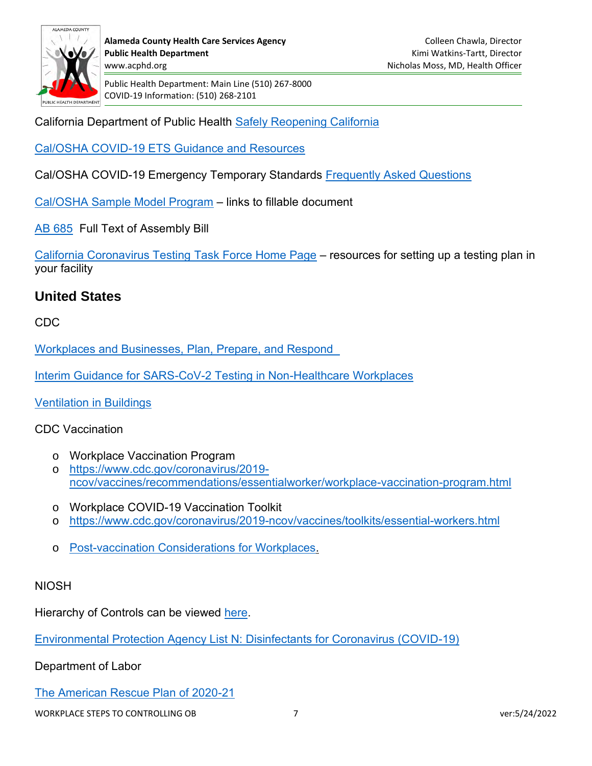California Department of Public Health Safely Reopening California

Cal/OSHA COVID-19 ETS Guidance and Resources

Cal/OSHA COVID-19 Emergency Temporary Standards Frequently Asked Questions

Cal/OSHA Sample Model Program – links to fillable document

AB 685 Full Text of Assembly Bill

California Coronavirus Testing Task Force Home Page – resources for setting up a testing plan in your facility

## United States

CDC

Workplaces and Businesses, Plan, Prepare, and Respond

Interim Guidance for SARS-CoV-2 Testing in Non-Healthcare Workplaces

Ventilation in Buildings

CDC Vaccination

- Workplace Vaccination Program
- https://www.cdc.gov/coronavirus/2019-ncov/vaccines/recommendations/essentialworker/workplace-vaccination-program.html

- Workplace COVID-19 Vaccination Toolkit
- https://www.cdc.gov/coronavirus/2019-ncov/vaccines/toolkits/essential-workers.html

- Post-vaccination Considerations for Workplaces.

NIOSH

Hierarchy of Controls can be viewed here.

Environmental Protection Agency List N: Disinfectants for Coronavirus (COVID-19)

Department of Labor

The American Rescue Plan of 2020-21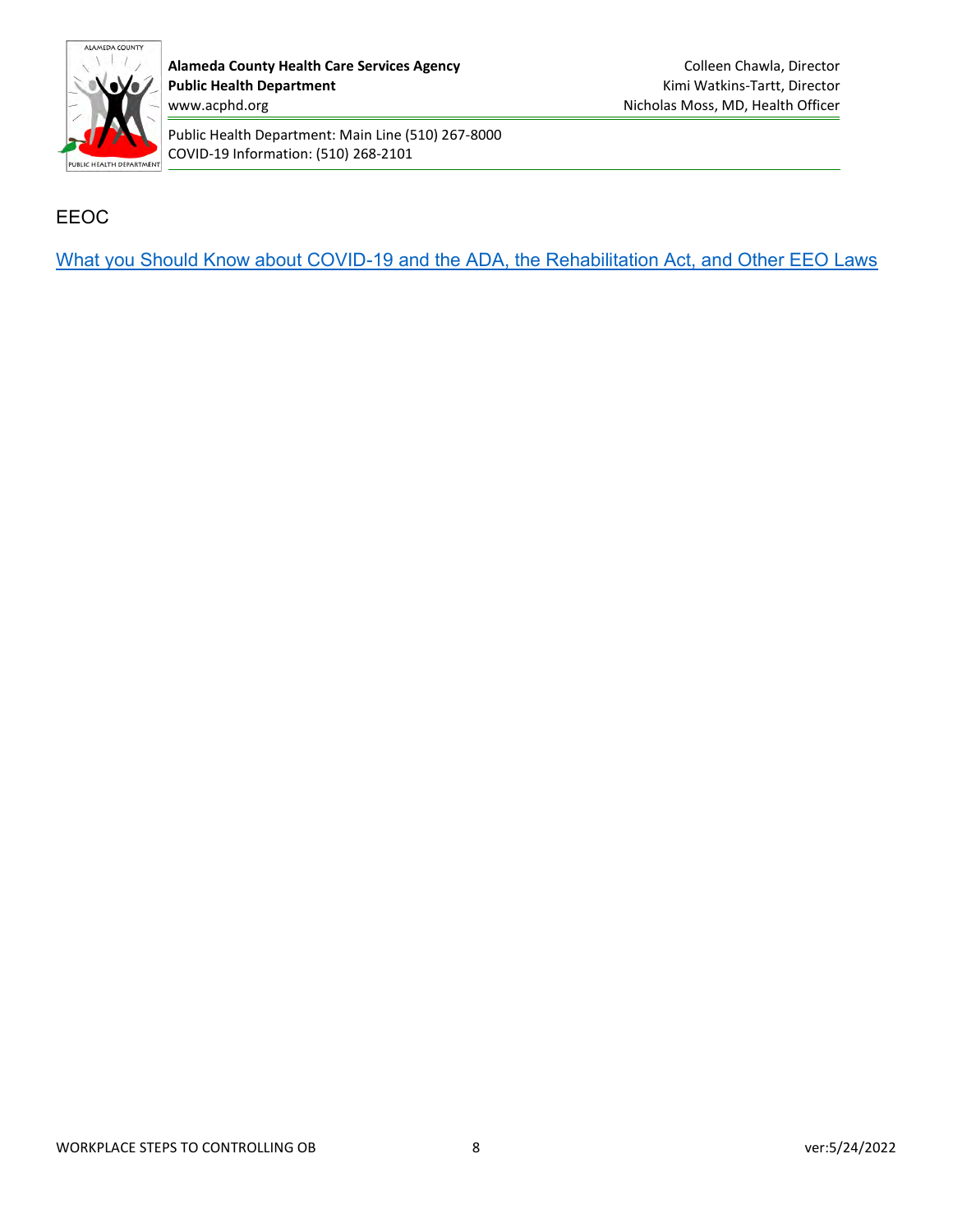EEOC

What you Should Know about COVID-19 and the ADA, the Rehabilitation Act, and Other EEO Laws